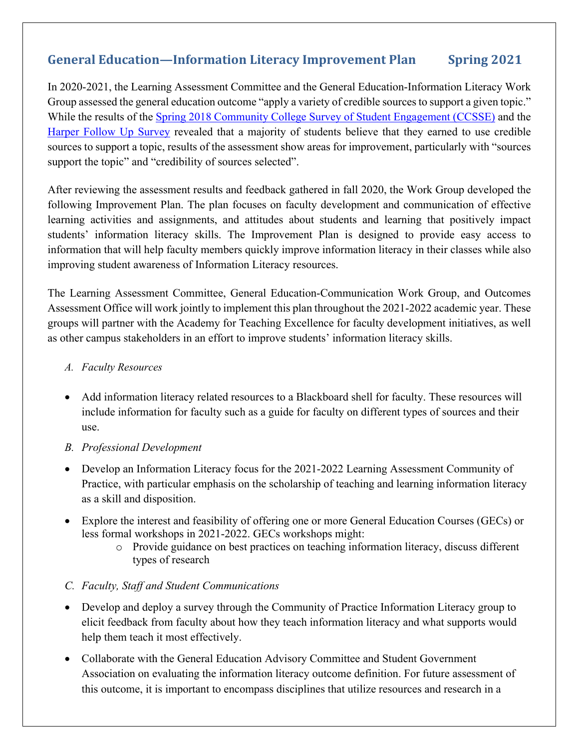## General Education—Information Literacy Improvement Plan Spring 2021

In 2020-2021, the Learning Assessment Committee and the General Education-Information Literacy Work Group assessed the general education outcome "apply a variety of credible sources to support a given topic." While the results of the [Spring 2018 Community College Survey of Student Engagement (CCSSE)]() and the [Harper Follow Up Survey]() revealed that a majority of students believe that they earned to use credible sources to support a topic, results of the assessment show areas for improvement, particularly with "sources support the topic" and "credibility of sources selected".

After reviewing the assessment results and feedback gathered in fall 2020, the Work Group developed the following Improvement Plan. The plan focuses on faculty development and communication of effective learning activities and assignments, and attitudes about students and learning that positively impact students' information literacy skills. The Improvement Plan is designed to provide easy access to information that will help faculty members quickly improve information literacy in their classes while also improving student awareness of Information Literacy resources.

The Learning Assessment Committee, General Education-Communication Work Group, and Outcomes Assessment Office will work jointly to implement this plan throughout the 2021-2022 academic year. These groups will partner with the Academy for Teaching Excellence for faculty development initiatives, as well as other campus stakeholders in an effort to improve students' information literacy skills.

A. *Faculty Resources*

- Add information literacy related resources to a Blackboard shell for faculty. These resources will include information for faculty such as a guide for faculty on different types of sources and their use.

B. *Professional Development*

- Develop an Information Literacy focus for the 2021-2022 Learning Assessment Community of Practice, with particular emphasis on the scholarship of teaching and learning information literacy as a skill and disposition.
- Explore the interest and feasibility of offering one or more General Education Courses (GECs) or less formal workshops in 2021-2022. GECs workshops might:
  - Provide guidance on best practices on teaching information literacy, discuss different types of research

C. *Faculty, Staff and Student Communications*

- Develop and deploy a survey through the Community of Practice Information Literacy group to elicit feedback from faculty about how they teach information literacy and what supports would help them teach it most effectively.
- Collaborate with the General Education Advisory Committee and Student Government Association on evaluating the information literacy outcome definition. For future assessment of this outcome, it is important to encompass disciplines that utilize resources and research in a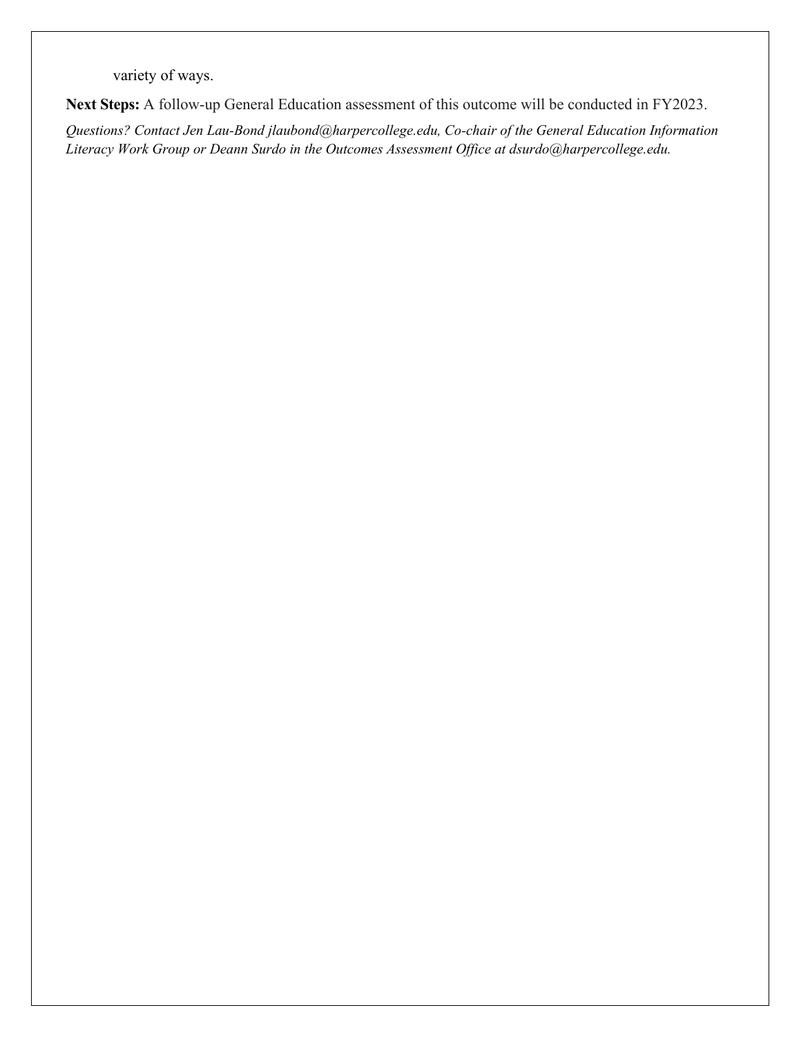variety of ways.

**Next Steps:** A follow-up General Education assessment of this outcome will be conducted in FY2023.

*Questions? Contact Jen Lau-Bond jlaubond@harpercollege.edu, Co-chair of the General Education Information Literacy Work Group or Deann Surdo in the Outcomes Assessment Office at dsurdo@harpercollege.edu.*